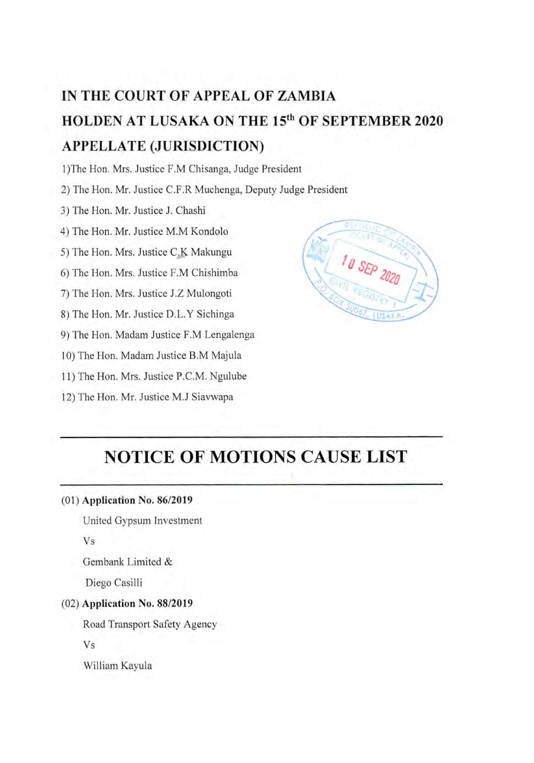**IN THE COURT OF APPEAL OF ZAMBIA**

**HOLDEN AT LUSAKA ON THE 15th OF SEPTEMBER 2020**

**APPELLATE (JURISDICTION)**

1)The Hon. Mrs. Justice F.M Chisanga, Judge President

2) The Hon. Mr. Justice C.F.R Muchenga, Deputy Judge President

3) The Hon. Mr. Justice J. Chashi

4) The Hon. Mr. Justice M.M Kondolo

5) The Hon. Mrs. Justice C.K Makungu

6) The Hon. Mrs. Justice F.M Chishimba

7) The Hon. Mrs. Justice J.Z Mulongoti

8) The Hon. Mr. Justice D.L.Y Sichinga

9) The Hon. Madam Justice F.M Lengalenga

10) The Hon. Madam Justice B.M Majula

11) The Hon. Mrs. Justice P.C.M. Ngulube

12) The Hon. Mr. Justice M.J Siavwapa

# NOTICE OF MOTIONS CAUSE LIST

(01) **Application No. 86/2019**

United Gypsum Investment

Vs

Gembank Limited &

Diego Casilli

(02) **Application No. 88/2019**

Road Transport Safety Agency

Vs

William Kayula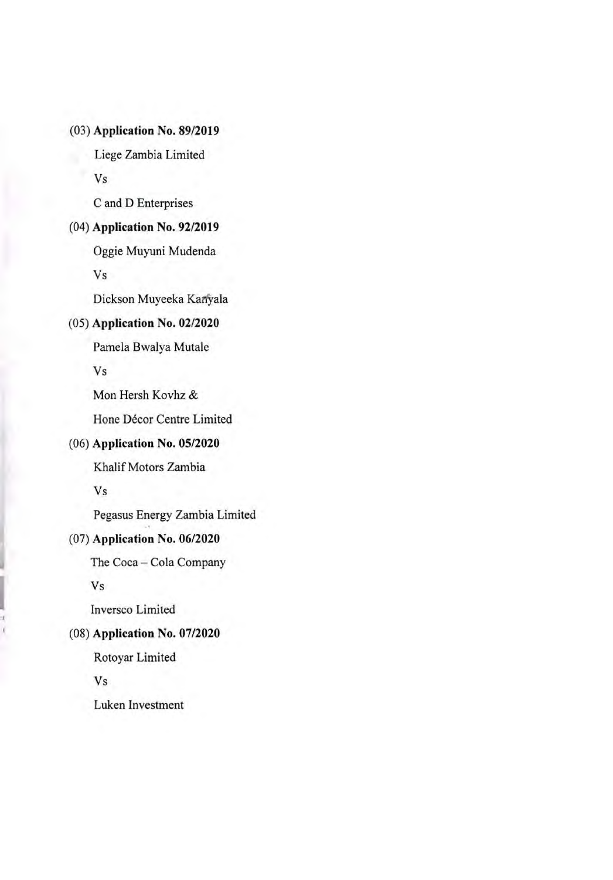(03) **Application No. 89/2019**

Liege Zambia Limited

Vs

C and D Enterprises

(04) **Application No. 92/2019**

Oggie Muyuni Mudenda

Vs

Dickson Muyeeka Kanyala

(05) **Application No. 02/2020**

Pamela Bwalya Mutale

Vs

Mon Hersh Kovhz &

Hone Décor Centre Limited

(06) **Application No. 05/2020**

Khalif Motors Zambia

Vs

Pegasus Energy Zambia Limited

(07) **Application No. 06/2020**

The Coca – Cola Company

Vs

Inversco Limited

(08) **Application No. 07/2020**

Rotoyar Limited

Vs

Luken Investment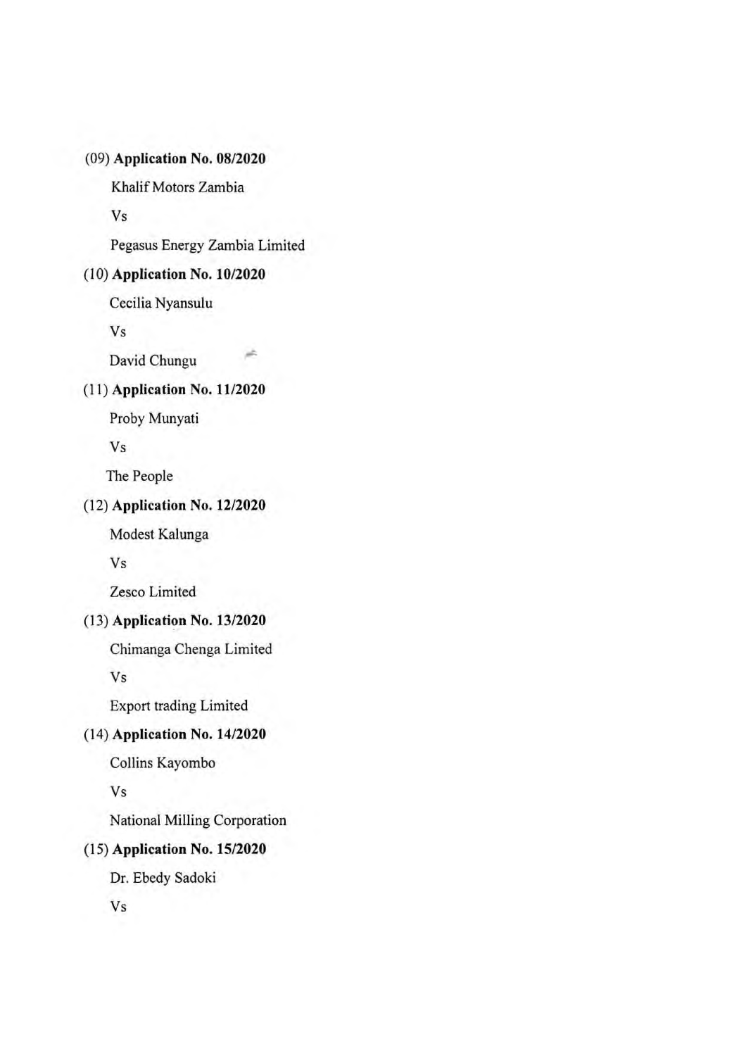(09) **Application No. 08/2020**

Khalif Motors Zambia

Vs

Pegasus Energy Zambia Limited

(10) **Application No. 10/2020**

Cecilia Nyansulu

Vs

David Chungu

(11) **Application No. 11/2020**

Proby Munyati

Vs

The People

(12) **Application No. 12/2020**

Modest Kalunga

Vs

Zesco Limited

(13) **Application No. 13/2020**

Chimanga Chenga Limited

Vs

Export trading Limited

(14) **Application No. 14/2020**

Collins Kayombo

Vs

National Milling Corporation

(15) **Application No. 15/2020**

Dr. Ebedy Sadoki

Vs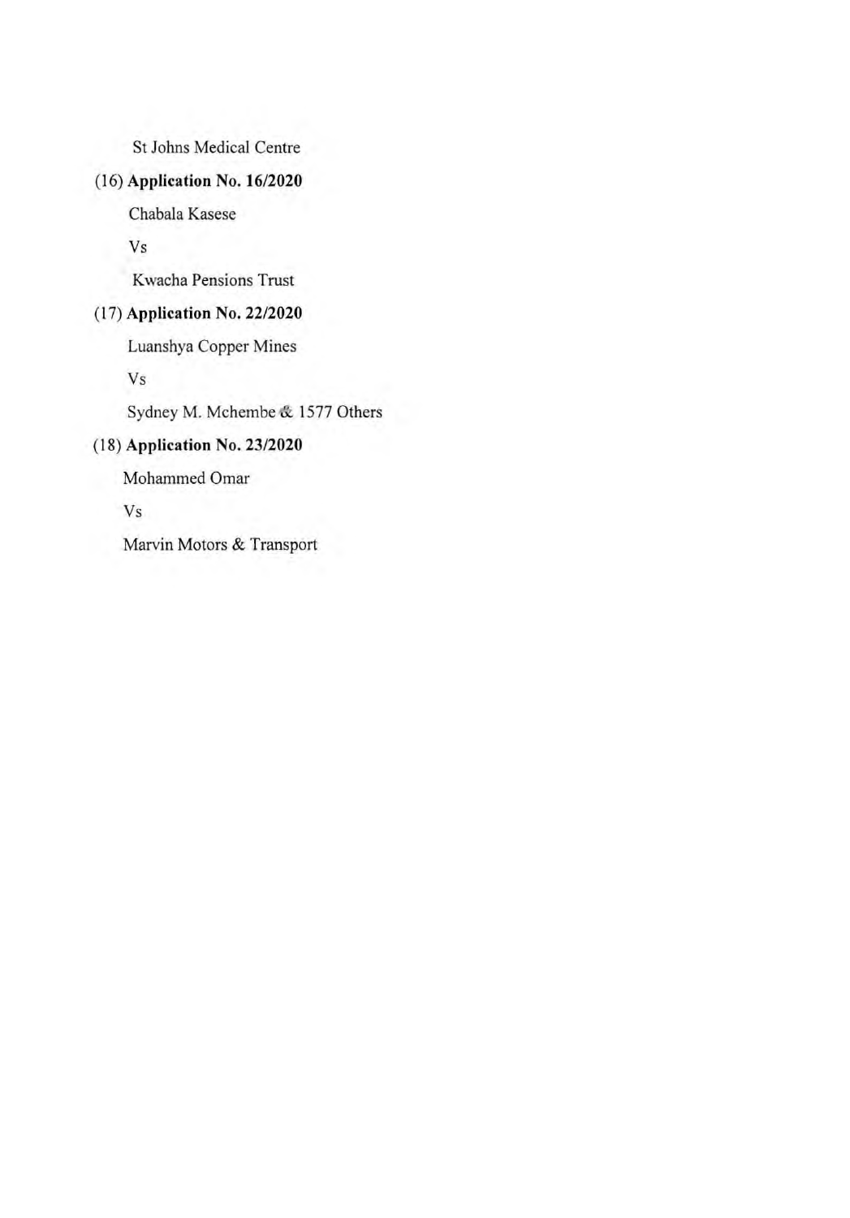St Johns Medical Centre

(16) **Application No. 16/2020**

Chabala Kasese

Vs

Kwacha Pensions Trust

(17) **Application No. 22/2020**

Luanshya Copper Mines

Vs

Sydney M. Mchembe & 1577 Others

(18) **Application No. 23/2020**

Mohammed Omar

Vs

Marvin Motors & Transport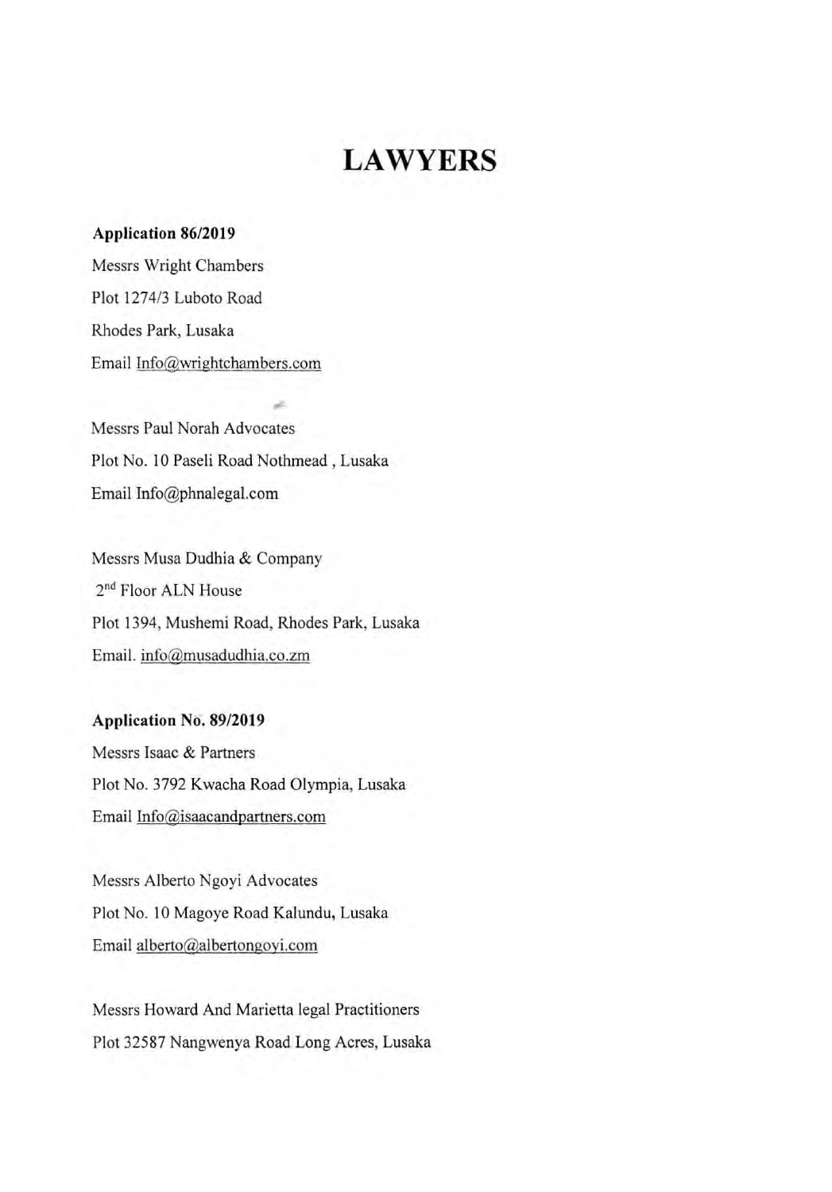# LAWYERS

**Application 86/2019**

Messrs Wright Chambers
Plot 1274/3 Luboto Road
Rhodes Park, Lusaka
Email Info@wrightchambers.com

Messrs Paul Norah Advocates
Plot No. 10 Paseli Road Nothmead , Lusaka
Email Info@phnalegal.com

Messrs Musa Dudhia & Company
2nd Floor ALN House
Plot 1394, Mushemi Road, Rhodes Park, Lusaka
Email. info@musadudhia.co.zm

**Application No. 89/2019**

Messrs Isaac & Partners
Plot No. 3792 Kwacha Road Olympia, Lusaka
Email Info@isaacandpartners.com

Messrs Alberto Ngoyi Advocates
Plot No. 10 Magoye Road Kalundu, Lusaka
Email alberto@albertongoyi.com

Messrs Howard And Marietta legal Practitioners
Plot 32587 Nangwenya Road Long Acres, Lusaka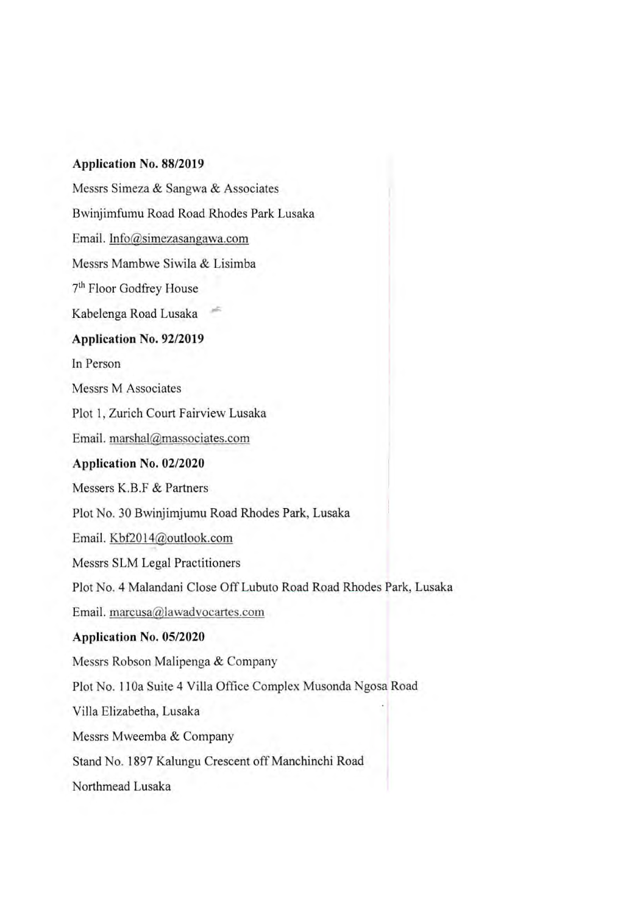**Application No. 88/2019**

Messrs Simeza & Sangwa & Associates

Bwinjimfumu Road Road Rhodes Park Lusaka

Email. Info@simezasangawa.com

Messrs Mambwe Siwila & Lisimba

7th Floor Godfrey House

Kabelenga Road Lusaka

**Application No. 92/2019**

In Person

Messrs M Associates

Plot 1, Zurich Court Fairview Lusaka

Email. marshal@massociates.com

**Application No. 02/2020**

Messers K.B.F & Partners

Plot No. 30 Bwinjimjumu Road Rhodes Park, Lusaka

Email. Kbf2014@outlook.com

Messrs SLM Legal Practitioners

Plot No. 4 Malandani Close Off Lubuto Road Road Rhodes Park, Lusaka

Email. marcusa@lawadvocartes.com

**Application No. 05/2020**

Messrs Robson Malipenga & Company

Plot No. 110a Suite 4 Villa Office Complex Musonda Ngosa Road

Villa Elizabetha, Lusaka

Messrs Mweemba & Company

Stand No. 1897 Kalungu Crescent off Manchinchi Road

Northmead Lusaka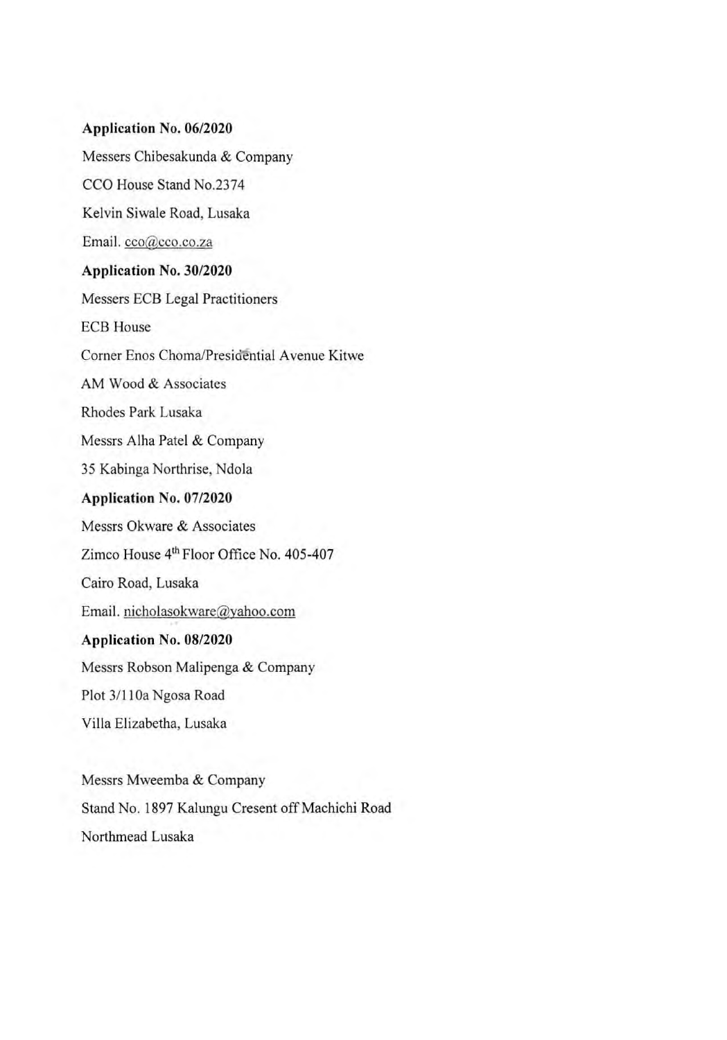**Application No. 06/2020**

Messers Chibesakunda & Company

CCO House Stand No.2374

Kelvin Siwale Road, Lusaka

Email. cco@cco.co.za

**Application No. 30/2020**

Messers ECB Legal Practitioners

ECB House

Corner Enos Choma/Presidential Avenue Kitwe

AM Wood & Associates

Rhodes Park Lusaka

Messrs Alha Patel & Company

35 Kabinga Northrise, Ndola

**Application No. 07/2020**

Messrs Okware & Associates

Zimco House 4th Floor Office No. 405-407

Cairo Road, Lusaka

Email. nicholasokware@yahoo.com

**Application No. 08/2020**

Messrs Robson Malipenga & Company

Plot 3/110a Ngosa Road

Villa Elizabetha, Lusaka

Messrs Mweemba & Company

Stand No. 1897 Kalungu Cresent off Machichi Road

Northmead Lusaka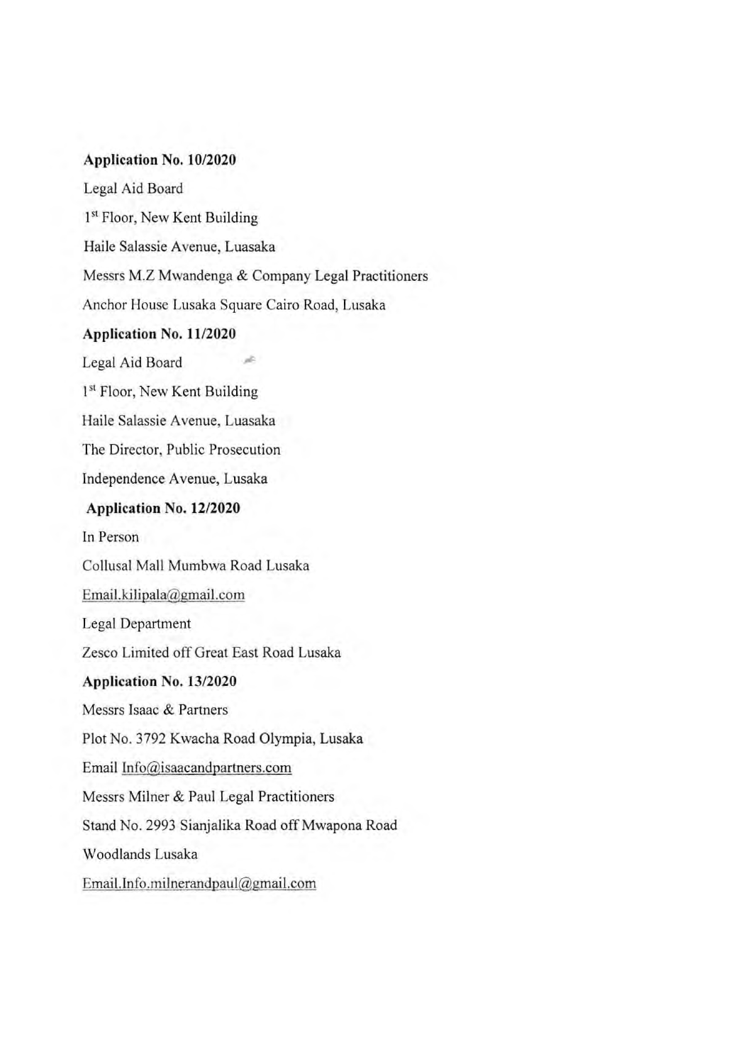**Application No. 10/2020**

Legal Aid Board

1st Floor, New Kent Building

Haile Salassie Avenue, Luasaka

Messrs M.Z Mwandenga & Company Legal Practitioners

Anchor House Lusaka Square Cairo Road, Lusaka

**Application No. 11/2020**

Legal Aid Board

1st Floor, New Kent Building

Haile Salassie Avenue, Luasaka

The Director, Public Prosecution

Independence Avenue, Lusaka

**Application No. 12/2020**

In Person

Collusal Mall Mumbwa Road Lusaka

Email.kilipala@gmail.com

Legal Department

Zesco Limited off Great East Road Lusaka

**Application No. 13/2020**

Messrs Isaac & Partners

Plot No. 3792 Kwacha Road Olympia, Lusaka

Email Info@isaacandpartners.com

Messrs Milner & Paul Legal Practitioners

Stand No. 2993 Sianjalika Road off Mwapona Road

Woodlands Lusaka

Email.Info.milnerandpaul@gmail.com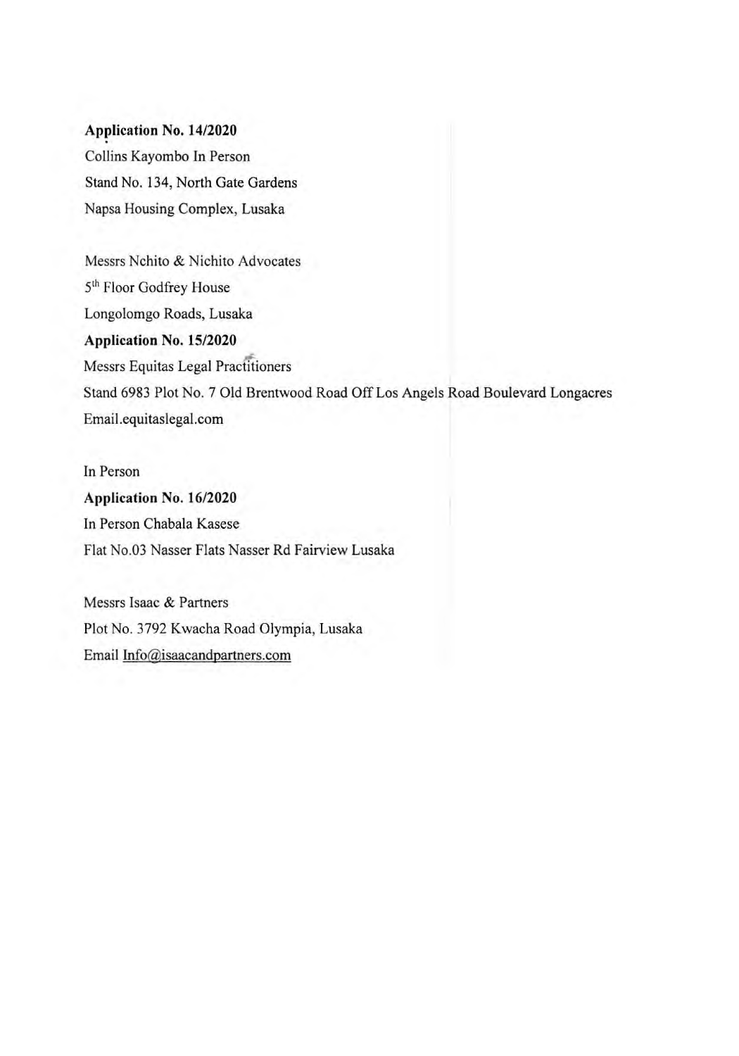**Application No. 14/2020**
Collins Kayombo In Person
Stand No. 134, North Gate Gardens
Napsa Housing Complex, Lusaka

Messrs Nchito & Nichito Advocates
5th Floor Godfrey House
Longolomgo Roads, Lusaka

**Application No. 15/2020**
Messrs Equitas Legal Practitioners
Stand 6983 Plot No. 7 Old Brentwood Road Off Los Angels Road Boulevard Longacres
Email.equitaslegal.com

In Person

**Application No. 16/2020**
In Person Chabala Kasese
Flat No.03 Nasser Flats Nasser Rd Fairview Lusaka

Messrs Isaac & Partners
Plot No. 3792 Kwacha Road Olympia, Lusaka
Email Info@isaacandpartners.com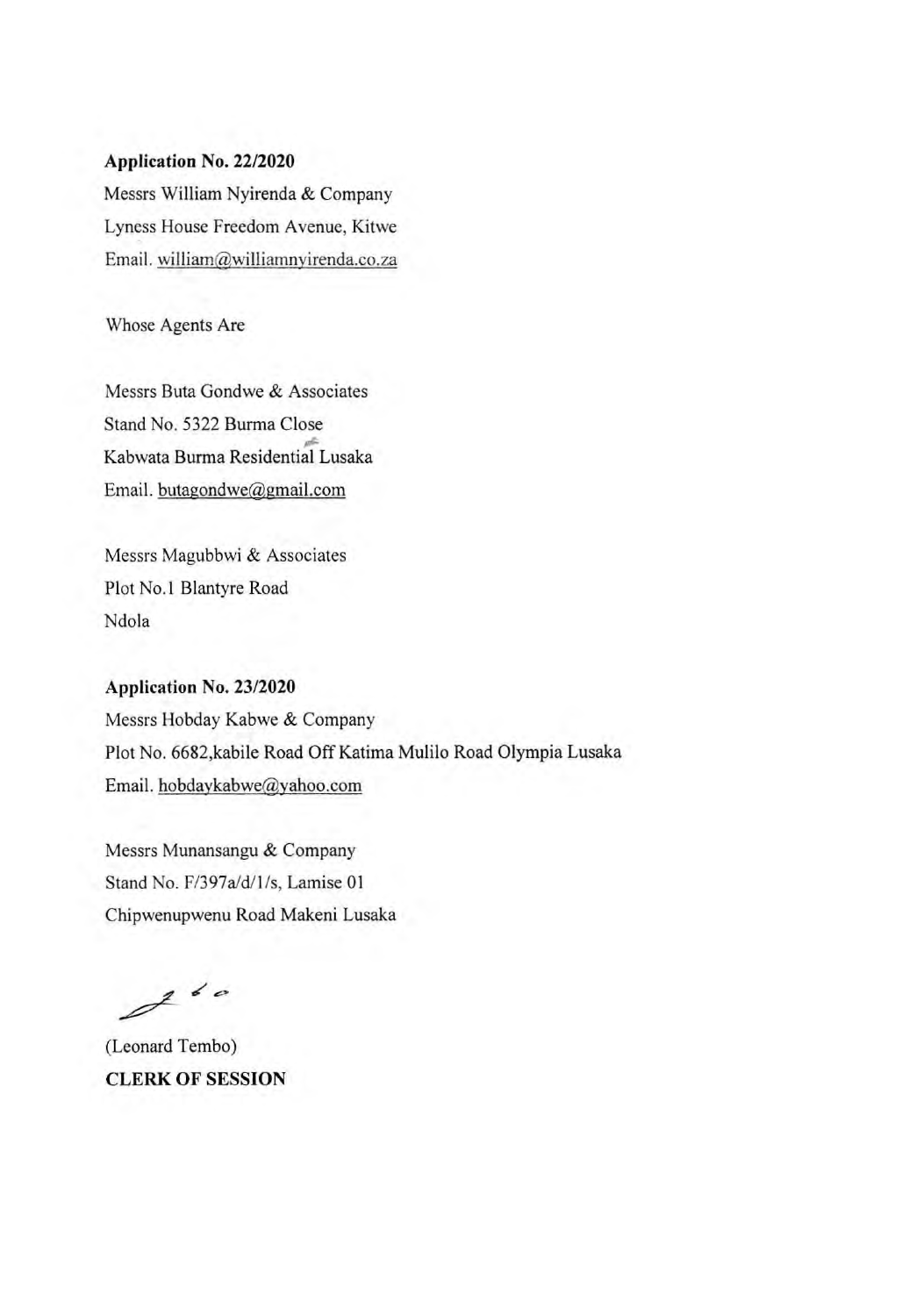**Application No. 22/2020**

Messrs William Nyirenda & Company
Lyness House Freedom Avenue, Kitwe
Email. william@williamnyirenda.co.za

Whose Agents Are

Messrs Buta Gondwe & Associates
Stand No. 5322 Burma Close
Kabwata Burma Residential Lusaka
Email. butagondwe@gmail.com

Messrs Magubbwi & Associates
Plot No.1 Blantyre Road
Ndola

**Application No. 23/2020**

Messrs Hobday Kabwe & Company
Plot No. 6682,kabile Road Off Katima Mulilo Road Olympia Lusaka
Email. hobdaykabwe@yahoo.com

Messrs Munansangu & Company
Stand No. F/397a/d/1/s, Lamise 01
Chipwenupwenu Road Makeni Lusaka

(Leonard Tembo)
**CLERK OF SESSION**